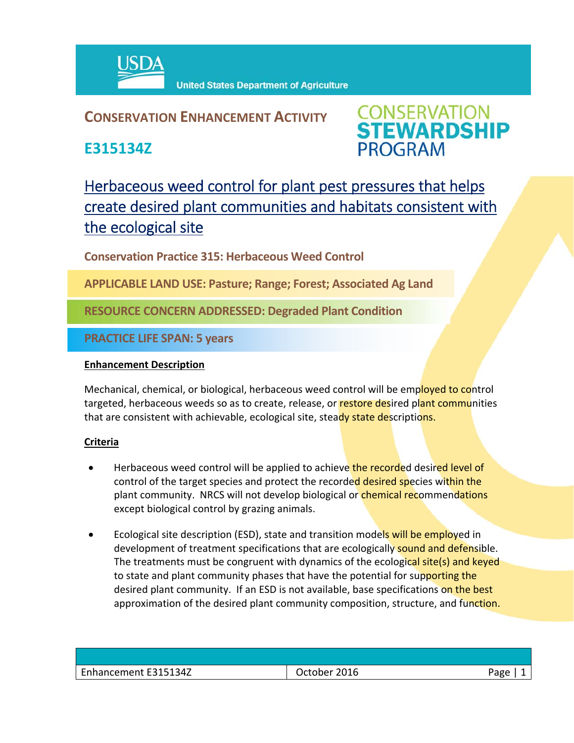USDA United States Department of Agriculture

# CONSERVATION ENHANCEMENT ACTIVITY

## E315134Z

CONSERVATION STEWARDSHIP PROGRAM

# Herbaceous weed control for plant pest pressures that helps create desired plant communities and habitats consistent with the ecological site

**Conservation Practice 315: Herbaceous Weed Control**

**APPLICABLE LAND USE: Pasture; Range; Forest; Associated Ag Land**

**RESOURCE CONCERN ADDRESSED: Degraded Plant Condition**

**PRACTICE LIFE SPAN: 5 years**

**Enhancement Description**

Mechanical, chemical, or biological, herbaceous weed control will be employed to control targeted, herbaceous weeds so as to create, release, or restore desired plant communities that are consistent with achievable, ecological site, steady state descriptions.

**Criteria**

- Herbaceous weed control will be applied to achieve the recorded desired level of control of the target species and protect the recorded desired species within the plant community. NRCS will not develop biological or chemical recommendations except biological control by grazing animals.
- Ecological site description (ESD), state and transition models will be employed in development of treatment specifications that are ecologically sound and defensible. The treatments must be congruent with dynamics of the ecological site(s) and keyed to state and plant community phases that have the potential for supporting the desired plant community. If an ESD is not available, base specifications on the best approximation of the desired plant community composition, structure, and function.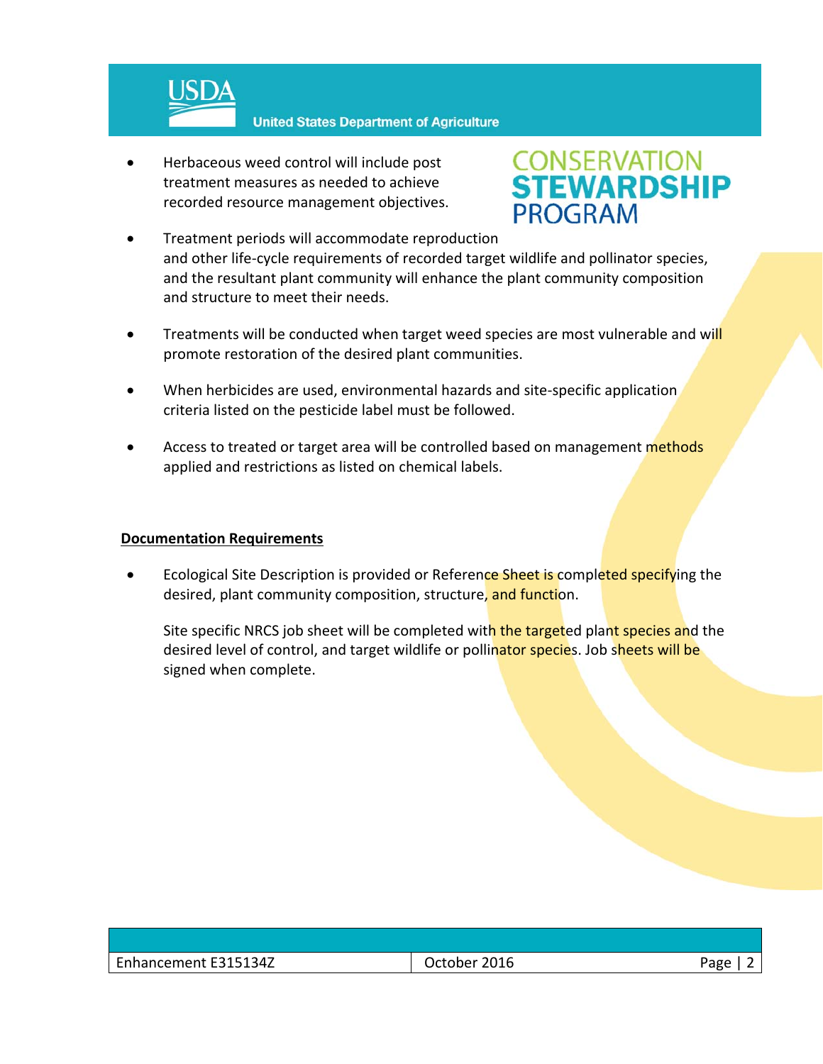- Herbaceous weed control will include post treatment measures as needed to achieve recorded resource management objectives.

- Treatment periods will accommodate reproduction and other life-cycle requirements of recorded target wildlife and pollinator species, and the resultant plant community will enhance the plant community composition and structure to meet their needs.

- Treatments will be conducted when target weed species are most vulnerable and will promote restoration of the desired plant communities.

- When herbicides are used, environmental hazards and site-specific application criteria listed on the pesticide label must be followed.

- Access to treated or target area will be controlled based on management methods applied and restrictions as listed on chemical labels.

**Documentation Requirements**

- Ecological Site Description is provided or Reference Sheet is completed specifying the desired, plant community composition, structure, and function.

  Site specific NRCS job sheet will be completed with the targeted plant species and the desired level of control, and target wildlife or pollinator species. Job sheets will be signed when complete.